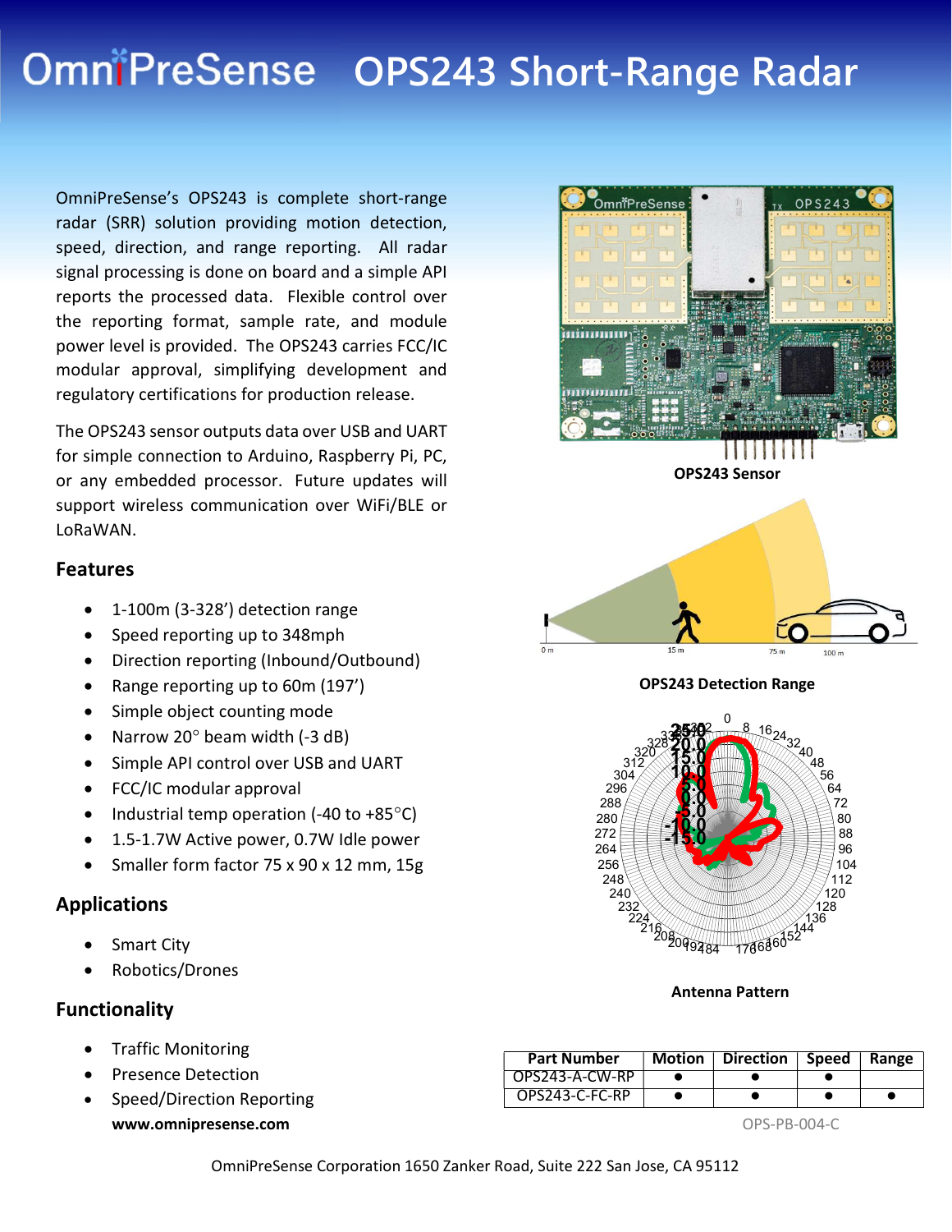# OmniPreSense OPS243 Short-Range Radar

OmniPreSense's OPS243 is complete short-range radar (SRR) solution providing motion detection, speed, direction, and range reporting. All radar signal processing is done on board and a simple API reports the processed data. Flexible control over the reporting format, sample rate, and module power level is provided. The OPS243 carries FCC/IC modular approval, simplifying development and regulatory certifications for production release.

The OPS243 sensor outputs data over USB and UART for simple connection to Arduino, Raspberry Pi, PC, or any embedded processor. Future updates will support wireless communication over WiFi/BLE or LoRaWAN.

**OPS243 Sensor**

**OPS243 Detection Range**

**Antenna Pattern**

## Features

- 1-100m (3-328') detection range
- Speed reporting up to 348mph
- Direction reporting (Inbound/Outbound)
- Range reporting up to 60m (197')
- Simple object counting mode
- Narrow 20° beam width (-3 dB)
- Simple API control over USB and UART
- FCC/IC modular approval
- Industrial temp operation (-40 to +85°C)
- 1.5-1.7W Active power, 0.7W Idle power
- Smaller form factor 75 x 90 x 12 mm, 15g

## Applications

- Smart City
- Robotics/Drones

## Functionality

- Traffic Monitoring
- Presence Detection
- Speed/Direction Reporting

**www.omnipresense.com**

| Part Number | Motion | Direction | Speed | Range |
|---|---|---|---|---|
| OPS243-A-CW-RP | ● | ● | ● | |
| OPS243-C-FC-RP | ● | ● | ● | ● |

OPS-PB-004-C

OmniPreSense Corporation 1650 Zanker Road, Suite 222 San Jose, CA 95112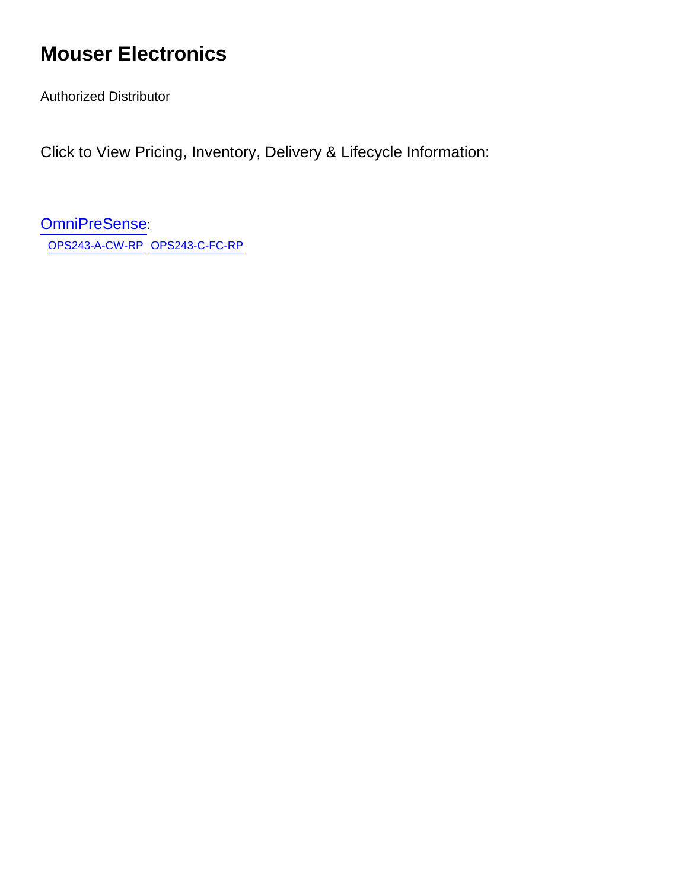# Mouser Electronics

Authorized Distributor

Click to View Pricing, Inventory, Delivery & Lifecycle Information:

OmniPreSense:

OPS243-A-CW-RP OPS243-C-FC-RP